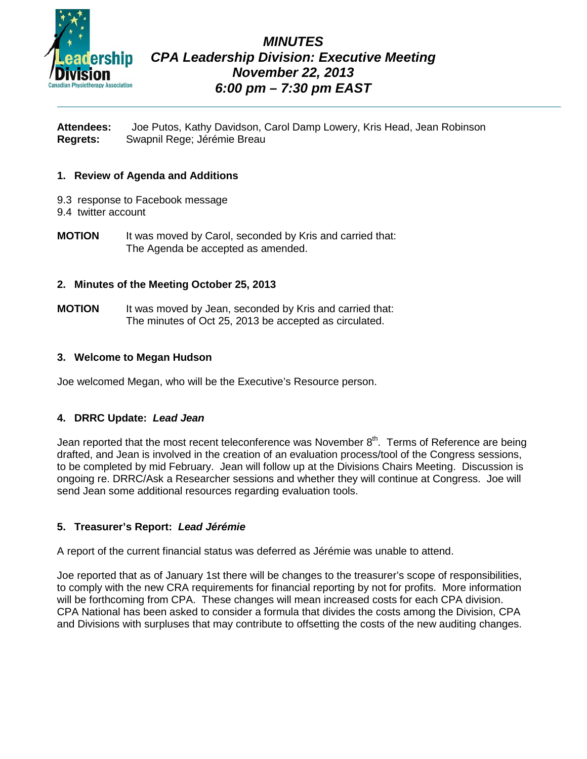# MINUTES
# CPA Leadership Division: Executive Meeting
# November 22, 2013
# 6:00 pm – 7:30 pm EAST

**Attendees:** Joe Putos, Kathy Davidson, Carol Damp Lowery, Kris Head, Jean Robinson
**Regrets:** Swapnil Rege; Jérémie Breau

## 1. Review of Agenda and Additions

9.3 response to Facebook message
9.4 twitter account

**MOTION** It was moved by Carol, seconded by Kris and carried that:
The Agenda be accepted as amended.

## 2. Minutes of the Meeting October 25, 2013

**MOTION** It was moved by Jean, seconded by Kris and carried that:
The minutes of Oct 25, 2013 be accepted as circulated.

## 3. Welcome to Megan Hudson

Joe welcomed Megan, who will be the Executive's Resource person.

## 4. DRRC Update: *Lead Jean*

Jean reported that the most recent teleconference was November 8th. Terms of Reference are being drafted, and Jean is involved in the creation of an evaluation process/tool of the Congress sessions, to be completed by mid February. Jean will follow up at the Divisions Chairs Meeting. Discussion is ongoing re. DRRC/Ask a Researcher sessions and whether they will continue at Congress. Joe will send Jean some additional resources regarding evaluation tools.

## 5. Treasurer's Report: *Lead Jérémie*

A report of the current financial status was deferred as Jérémie was unable to attend.

Joe reported that as of January 1st there will be changes to the treasurer's scope of responsibilities, to comply with the new CRA requirements for financial reporting by not for profits. More information will be forthcoming from CPA. These changes will mean increased costs for each CPA division. CPA National has been asked to consider a formula that divides the costs among the Division, CPA and Divisions with surpluses that may contribute to offsetting the costs of the new auditing changes.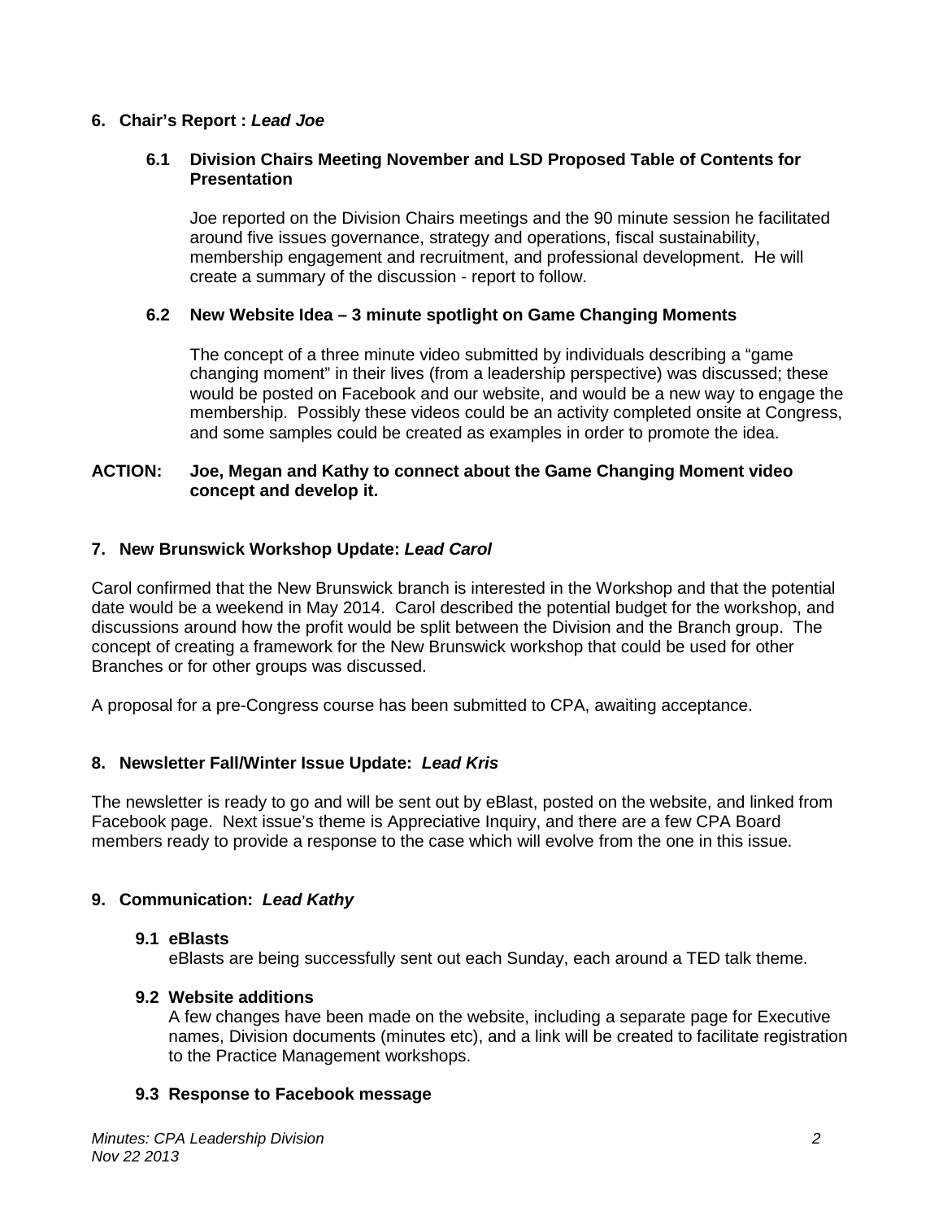## 6. Chair's Report : *Lead Joe*

### 6.1 Division Chairs Meeting November and LSD Proposed Table of Contents for Presentation

Joe reported on the Division Chairs meetings and the 90 minute session he facilitated around five issues governance, strategy and operations, fiscal sustainability, membership engagement and recruitment, and professional development. He will create a summary of the discussion - report to follow.

### 6.2 New Website Idea – 3 minute spotlight on Game Changing Moments

The concept of a three minute video submitted by individuals describing a "game changing moment" in their lives (from a leadership perspective) was discussed; these would be posted on Facebook and our website, and would be a new way to engage the membership. Possibly these videos could be an activity completed onsite at Congress, and some samples could be created as examples in order to promote the idea.

**ACTION: Joe, Megan and Kathy to connect about the Game Changing Moment video concept and develop it.**

## 7. New Brunswick Workshop Update: *Lead Carol*

Carol confirmed that the New Brunswick branch is interested in the Workshop and that the potential date would be a weekend in May 2014. Carol described the potential budget for the workshop, and discussions around how the profit would be split between the Division and the Branch group. The concept of creating a framework for the New Brunswick workshop that could be used for other Branches or for other groups was discussed.

A proposal for a pre-Congress course has been submitted to CPA, awaiting acceptance.

## 8. Newsletter Fall/Winter Issue Update: *Lead Kris*

The newsletter is ready to go and will be sent out by eBlast, posted on the website, and linked from Facebook page. Next issue's theme is Appreciative Inquiry, and there are a few CPA Board members ready to provide a response to the case which will evolve from the one in this issue.

## 9. Communication: *Lead Kathy*

### 9.1 eBlasts

eBlasts are being successfully sent out each Sunday, each around a TED talk theme.

### 9.2 Website additions

A few changes have been made on the website, including a separate page for Executive names, Division documents (minutes etc), and a link will be created to facilitate registration to the Practice Management workshops.

### 9.3 Response to Facebook message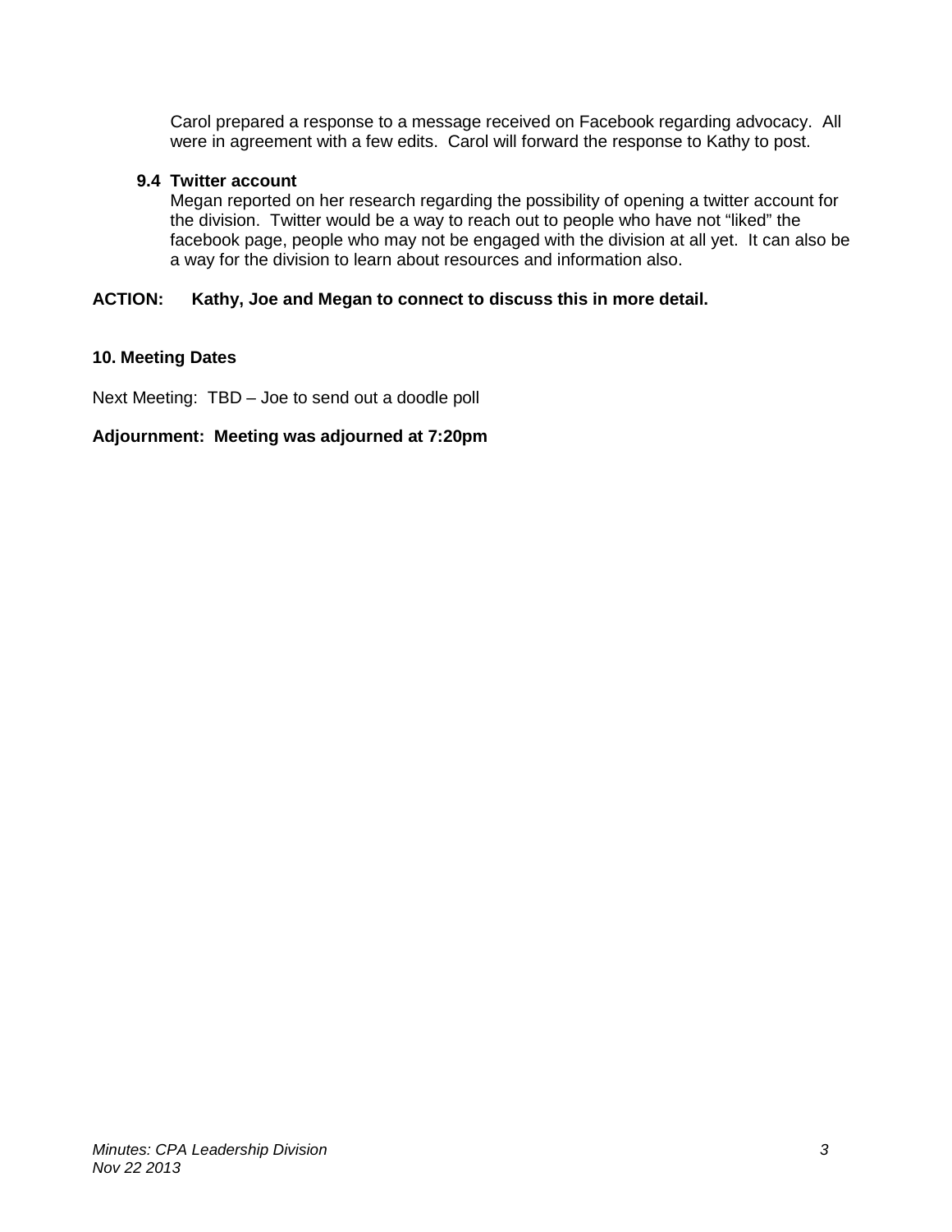Carol prepared a response to a message received on Facebook regarding advocacy. All were in agreement with a few edits. Carol will forward the response to Kathy to post.

**9.4 Twitter account**

Megan reported on her research regarding the possibility of opening a twitter account for the division. Twitter would be a way to reach out to people who have not "liked" the facebook page, people who may not be engaged with the division at all yet. It can also be a way for the division to learn about resources and information also.

**ACTION: Kathy, Joe and Megan to connect to discuss this in more detail.**

### 10. Meeting Dates

Next Meeting: TBD – Joe to send out a doodle poll

**Adjournment: Meeting was adjourned at 7:20pm**